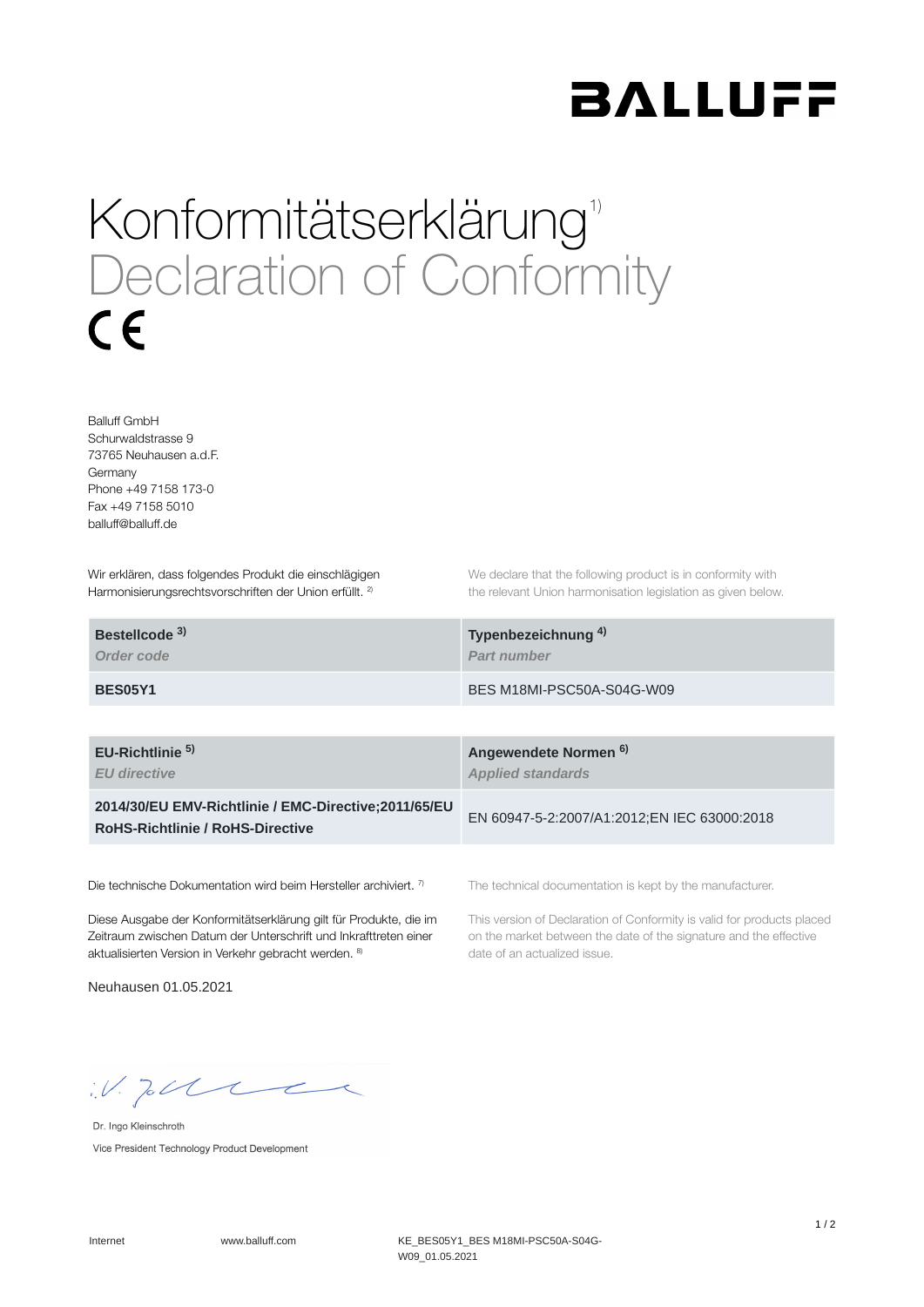BALLUFF

# Konformitätserklärung[1)]
# Declaration of Conformity

CE

Balluff GmbH
Schurwaldstrasse 9
73765 Neuhausen a.d.F.
Germany
Phone +49 7158 173-0
Fax +49 7158 5010
balluff@balluff.de

Wir erklären, dass folgendes Produkt die einschlägigen Harmonisierungsrechtsvorschriften der Union erfüllt. [2)]

We declare that the following product is in conformity with the relevant Union harmonisation legislation as given below.

| **Bestellcode [3)]** *Order code* | **Typenbezeichnung [4)]** *Part number* |
|---|---|
| **BES05Y1** | BES M18MI-PSC50A-S04G-W09 |

| **EU-Richtlinie [5)]** *EU directive* | **Angewendete Normen [6)]** *Applied standards* |
|---|---|
| **2014/30/EU EMV-Richtlinie / EMC-Directive;2011/65/EU RoHS-Richtlinie / RoHS-Directive** | EN 60947-5-2:2007/A1:2012;EN IEC 63000:2018 |

Die technische Dokumentation wird beim Hersteller archiviert. [7)]

The technical documentation is kept by the manufacturer.

Diese Ausgabe der Konformitätserklärung gilt für Produkte, die im Zeitraum zwischen Datum der Unterschrift und Inkrafttreten einer aktualisierten Version in Verkehr gebracht werden. [8)]

This version of Declaration of Conformity is valid for products placed on the market between the date of the signature and the effective date of an actualized issue.

Neuhausen 01.05.2021

i.V.

Dr. Ingo Kleinschroth
Vice President Technology Product Development

Internet www.balluff.com KE_BES05Y1_BES M18MI-PSC50A-S04G-W09_01.05.2021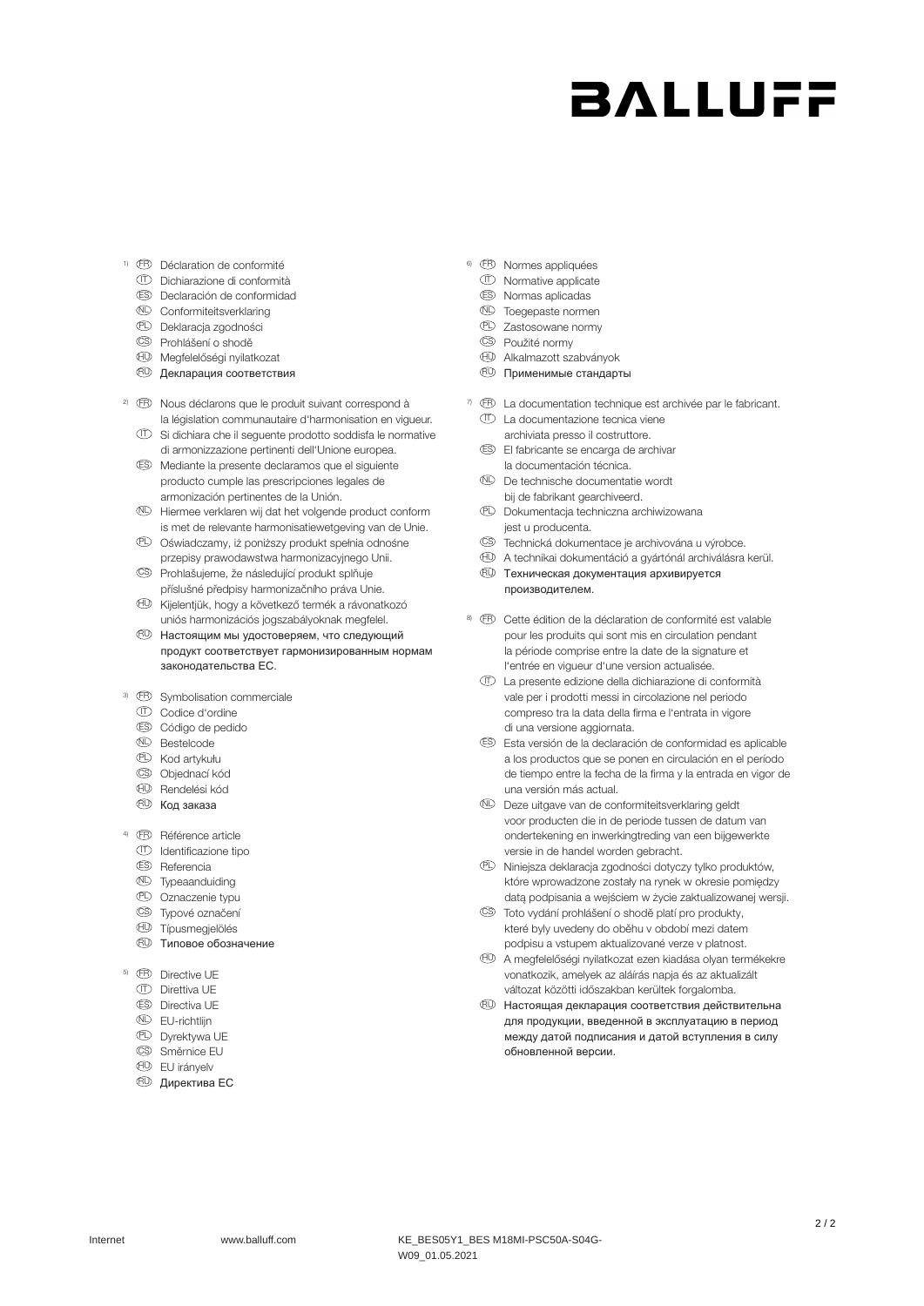# BALLUFF

1) (FR) Déclaration de conformité
(IT) Dichiarazione di conformità
(ES) Declaración de conformidad
(NL) Conformiteitsverklaring
(PL) Deklaracja zgodności
(CS) Prohlášení o shodě
(HU) Megfelelőségi nyilatkozat
(RU) Декларация соответствия

2) (FR) Nous déclarons que le produit suivant correspond à la législation communautaire d'harmonisation en vigueur.
(IT) Si dichiara che il seguente prodotto soddisfa le normative di armonizzazione pertinenti dell'Unione europea.
(ES) Mediante la presente declaramos que el siguiente producto cumple las prescripciones legales de armonización pertinentes de la Unión.
(NL) Hiermee verklaren wij dat het volgende product conform is met de relevante harmonisatiewetgeving van de Unie.
(PL) Oświadczamy, iż poniższy produkt spełnia odnośne przepisy prawodawstwa harmonizacyjnego Unii.
(CS) Prohlašujeme, že následující produkt splňuje příslušné předpisy harmonizačního práva Unie.
(HU) Kijelentjük, hogy a következő termék a rávonatkozó uniós harmonizációs jogszabályoknak megfelel.
(RU) Настоящим мы удостоверяем, что следующий продукт соответствует гармонизированным нормам законодательства ЕС.

3) (FR) Symbolisation commerciale
(IT) Codice d'ordine
(ES) Código de pedido
(NL) Bestelcode
(PL) Kod artykułu
(CS) Objednací kód
(HU) Rendelési kód
(RU) Код заказа

4) (FR) Référence article
(IT) Identificazione tipo
(ES) Referencia
(NL) Typeaanduiding
(PL) Oznaczenie typu
(CS) Typové označení
(HU) Típusmegjelölés
(RU) Типовое обозначение

5) (FR) Directive UE
(IT) Direttiva UE
(ES) Directiva UE
(NL) EU-richtlijn
(PL) Dyrektywa UE
(CS) Směrnice EU
(HU) EU irányelv
(RU) Директива ЕС

6) (FR) Normes appliquées
(IT) Normative applicate
(ES) Normas aplicadas
(NL) Toegepaste normen
(PL) Zastosowane normy
(CS) Použité normy
(HU) Alkalmazott szabványok
(RU) Применимые стандарты

7) (FR) La documentation technique est archivée par le fabricant.
(IT) La documentazione tecnica viene archiviata presso il costruttore.
(ES) El fabricante se encarga de archivar la documentación técnica.
(NL) De technische documentatie wordt bij de fabrikant gearchiveerd.
(PL) Dokumentacja techniczna archiwizowana jest u producenta.
(CS) Technická dokumentace je archivována u výrobce.
(HU) A technikai dokumentáció a gyártónál archiválásra kerül.
(RU) Техническая документация архивируется производителем.

8) (FR) Cette édition de la déclaration de conformité est valable pour les produits qui sont mis en circulation pendant la période comprise entre la date de la signature et l'entrée en vigueur d'une version actualisée.
(IT) La presente edizione della dichiarazione di conformità vale per i prodotti messi in circolazione nel periodo compreso tra la data della firma e l'entrata in vigore di una versione aggiornata.
(ES) Esta versión de la declaración de conformidad es aplicable a los productos que se ponen en circulación en el período de tiempo entre la fecha de la firma y la entrada en vigor de una versión más actual.
(NL) Deze uitgave van de conformiteitsverklaring geldt voor producten die in de periode tussen de datum van ondertekening en inwerkingtreding van een bijgewerkte versie in de handel worden gebracht.
(PL) Niniejsza deklaracja zgodności dotyczy tylko produktów, które wprowadzone zostały na rynek w okresie pomiędzy datą podpisania a wejściem w życie zaktualizowanej wersji.
(CS) Toto vydání prohlášení o shodě platí pro produkty, které byly uvedeny do oběhu v období mezi datem podpisu a vstupem aktualizované verze v platnost.
(HU) A megfelelőségi nyilatkozat ezen kiadása olyan termékekre vonatkozik, amelyek az aláírás napja és az aktualizált változat közötti időszakban kerültek forgalomba.
(RU) Настоящая декларация соответствия действительна для продукции, введенной в эксплуатацию в период между датой подписания и датой вступления в силу обновленной версии.

Internet www.balluff.com KE_BES05Y1_BES M18MI-PSC50A-S04G-W09_01.05.2021